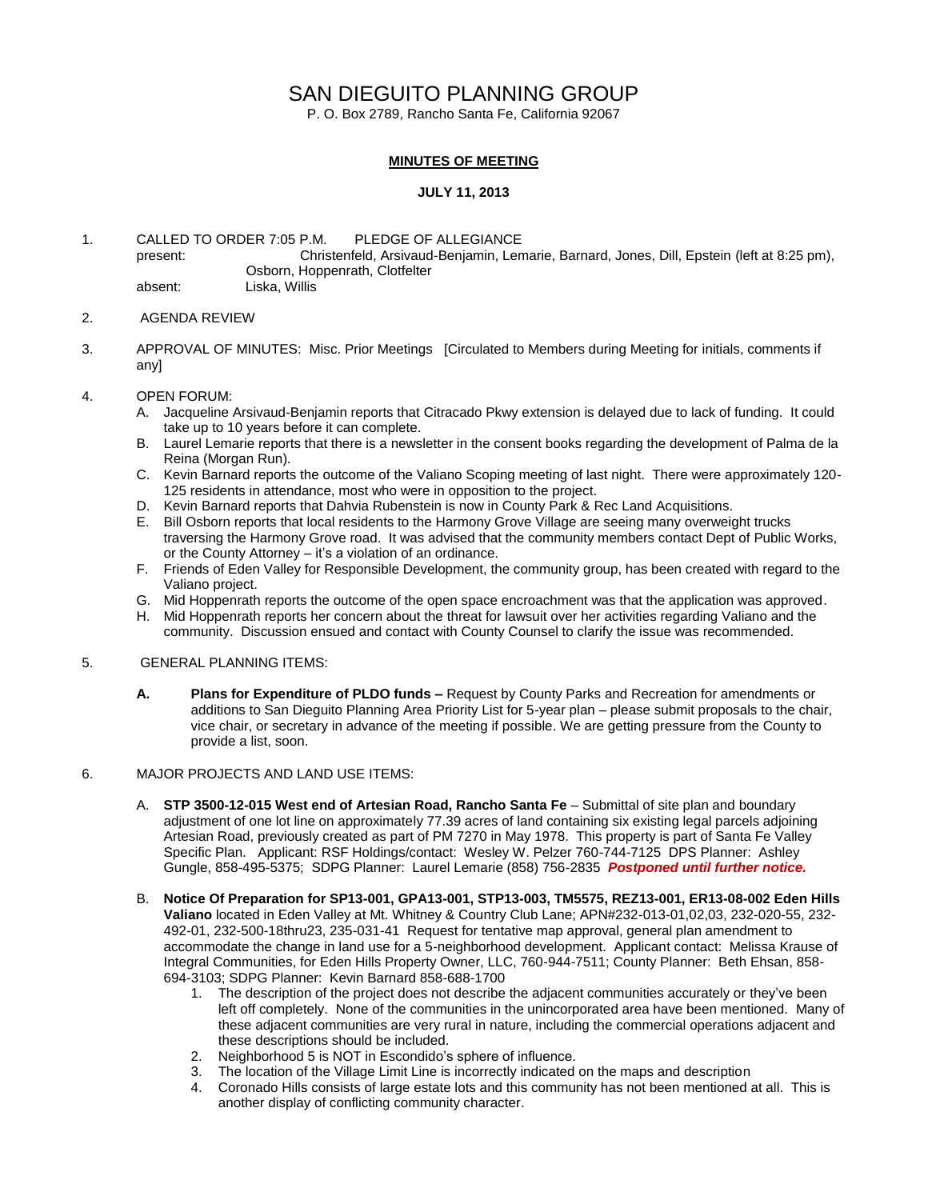# SAN DIEGUITO PLANNING GROUP

P. O. Box 2789, Rancho Santa Fe, California 92067

**MINUTES OF MEETING**

**JULY 11, 2013**

1. CALLED TO ORDER 7:05 P.M. PLEDGE OF ALLEGIANCE
   present: Christenfeld, Arsivaud-Benjamin, Lemarie, Barnard, Jones, Dill, Epstein (left at 8:25 pm), Osborn, Hoppenrath, Clotfelter
   absent: Liska, Willis

2. AGENDA REVIEW

3. APPROVAL OF MINUTES: Misc. Prior Meetings [Circulated to Members during Meeting for initials, comments if any]

4. OPEN FORUM:
   - A. Jacqueline Arsivaud-Benjamin reports that Citracado Pkwy extension is delayed due to lack of funding. It could take up to 10 years before it can complete.
   - B. Laurel Lemarie reports that there is a newsletter in the consent books regarding the development of Palma de la Reina (Morgan Run).
   - C. Kevin Barnard reports the outcome of the Valiano Scoping meeting of last night. There were approximately 120-125 residents in attendance, most who were in opposition to the project.
   - D. Kevin Barnard reports that Dahvia Rubenstein is now in County Park & Rec Land Acquisitions.
   - E. Bill Osborn reports that local residents to the Harmony Grove Village are seeing many overweight trucks traversing the Harmony Grove road. It was advised that the community members contact Dept of Public Works, or the County Attorney – it's a violation of an ordinance.
   - F. Friends of Eden Valley for Responsible Development, the community group, has been created with regard to the Valiano project.
   - G. Mid Hoppenrath reports the outcome of the open space encroachment was that the application was approved.
   - H. Mid Hoppenrath reports her concern about the threat for lawsuit over her activities regarding Valiano and the community. Discussion ensued and contact with County Counsel to clarify the issue was recommended.

5. GENERAL PLANNING ITEMS:

   **A. Plans for Expenditure of PLDO funds –** Request by County Parks and Recreation for amendments or additions to San Dieguito Planning Area Priority List for 5-year plan – please submit proposals to the chair, vice chair, or secretary in advance of the meeting if possible. We are getting pressure from the County to provide a list, soon.

6. MAJOR PROJECTS AND LAND USE ITEMS:

   A. **STP 3500-12-015 West end of Artesian Road, Rancho Santa Fe** – Submittal of site plan and boundary adjustment of one lot line on approximately 77.39 acres of land containing six existing legal parcels adjoining Artesian Road, previously created as part of PM 7270 in May 1978. This property is part of Santa Fe Valley Specific Plan. Applicant: RSF Holdings/contact: Wesley W. Pelzer 760-744-7125 DPS Planner: Ashley Gungle, 858-495-5375; SDPG Planner: Laurel Lemarie (858) 756-2835 ***Postponed until further notice.***

   B. **Notice Of Preparation for SP13-001, GPA13-001, STP13-003, TM5575, REZ13-001, ER13-08-002 Eden Hills Valiano** located in Eden Valley at Mt. Whitney & Country Club Lane; APN#232-013-01,02,03, 232-020-55, 232-492-01, 232-500-18thru23, 235-031-41 Request for tentative map approval, general plan amendment to accommodate the change in land use for a 5-neighborhood development. Applicant contact: Melissa Krause of Integral Communities, for Eden Hills Property Owner, LLC, 760-944-7511; County Planner: Beth Ehsan, 858-694-3103; SDPG Planner: Kevin Barnard 858-688-1700
      1. The description of the project does not describe the adjacent communities accurately or they've been left off completely. None of the communities in the unincorporated area have been mentioned. Many of these adjacent communities are very rural in nature, including the commercial operations adjacent and these descriptions should be included.
      2. Neighborhood 5 is NOT in Escondido's sphere of influence.
      3. The location of the Village Limit Line is incorrectly indicated on the maps and description
      4. Coronado Hills consists of large estate lots and this community has not been mentioned at all. This is another display of conflicting community character.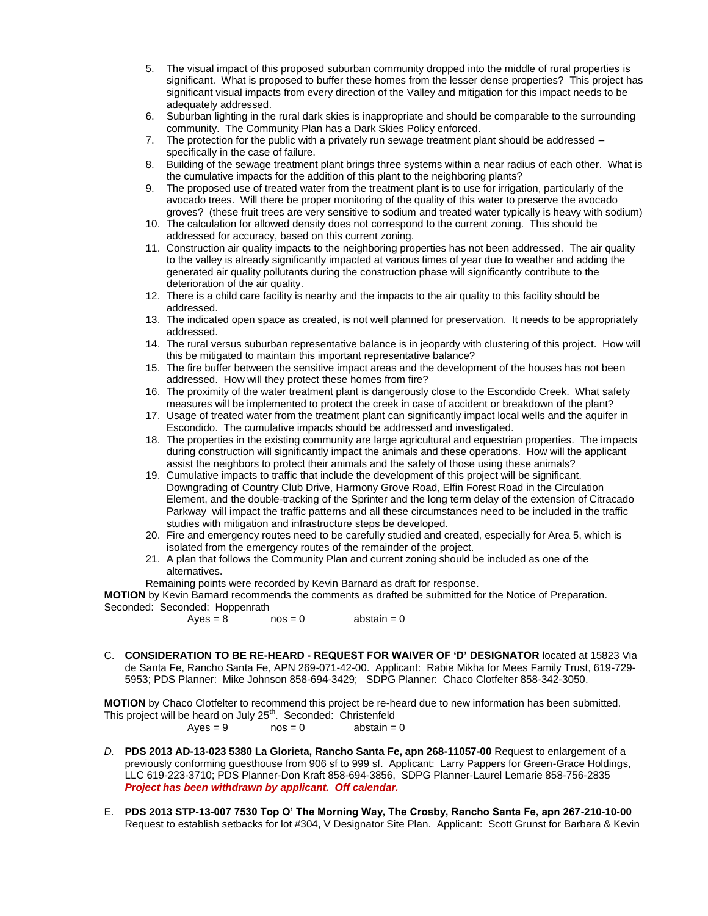5. The visual impact of this proposed suburban community dropped into the middle of rural properties is significant. What is proposed to buffer these homes from the lesser dense properties? This project has significant visual impacts from every direction of the Valley and mitigation for this impact needs to be adequately addressed.
6. Suburban lighting in the rural dark skies is inappropriate and should be comparable to the surrounding community. The Community Plan has a Dark Skies Policy enforced.
7. The protection for the public with a privately run sewage treatment plant should be addressed – specifically in the case of failure.
8. Building of the sewage treatment plant brings three systems within a near radius of each other. What is the cumulative impacts for the addition of this plant to the neighboring plants?
9. The proposed use of treated water from the treatment plant is to use for irrigation, particularly of the avocado trees. Will there be proper monitoring of the quality of this water to preserve the avocado groves? (these fruit trees are very sensitive to sodium and treated water typically is heavy with sodium)
10. The calculation for allowed density does not correspond to the current zoning. This should be addressed for accuracy, based on this current zoning.
11. Construction air quality impacts to the neighboring properties has not been addressed. The air quality to the valley is already significantly impacted at various times of year due to weather and adding the generated air quality pollutants during the construction phase will significantly contribute to the deterioration of the air quality.
12. There is a child care facility is nearby and the impacts to the air quality to this facility should be addressed.
13. The indicated open space as created, is not well planned for preservation. It needs to be appropriately addressed.
14. The rural versus suburban representative balance is in jeopardy with clustering of this project. How will this be mitigated to maintain this important representative balance?
15. The fire buffer between the sensitive impact areas and the development of the houses has not been addressed. How will they protect these homes from fire?
16. The proximity of the water treatment plant is dangerously close to the Escondido Creek. What safety measures will be implemented to protect the creek in case of accident or breakdown of the plant?
17. Usage of treated water from the treatment plant can significantly impact local wells and the aquifer in Escondido. The cumulative impacts should be addressed and investigated.
18. The properties in the existing community are large agricultural and equestrian properties. The impacts during construction will significantly impact the animals and these operations. How will the applicant assist the neighbors to protect their animals and the safety of those using these animals?
19. Cumulative impacts to traffic that include the development of this project will be significant. Downgrading of Country Club Drive, Harmony Grove Road, Elfin Forest Road in the Circulation Element, and the double-tracking of the Sprinter and the long term delay of the extension of Citracado Parkway will impact the traffic patterns and all these circumstances need to be included in the traffic studies with mitigation and infrastructure steps be developed.
20. Fire and emergency routes need to be carefully studied and created, especially for Area 5, which is isolated from the emergency routes of the remainder of the project.
21. A plan that follows the Community Plan and current zoning should be included as one of the alternatives.

Remaining points were recorded by Kevin Barnard as draft for response.

**MOTION** by Kevin Barnard recommends the comments as drafted be submitted for the Notice of Preparation. Seconded: Seconded: Hoppenrath

Ayes = 8 nos = 0 abstain = 0

C. **CONSIDERATION TO BE RE-HEARD - REQUEST FOR WAIVER OF 'D' DESIGNATOR** located at 15823 Via de Santa Fe, Rancho Santa Fe, APN 269-071-42-00. Applicant: Rabie Mikha for Mees Family Trust, 619-729-5953; PDS Planner: Mike Johnson 858-694-3429; SDPG Planner: Chaco Clotfelter 858-342-3050.

**MOTION** by Chaco Clotfelter to recommend this project be re-heard due to new information has been submitted. This project will be heard on July 25th. Seconded: Christenfeld

Ayes = 9 nos = 0 abstain = 0

*D.* **PDS 2013 AD-13-023 5380 La Glorieta, Rancho Santa Fe, apn 268-11057-00** Request to enlargement of a previously conforming guesthouse from 906 sf to 999 sf. Applicant: Larry Pappers for Green-Grace Holdings, LLC 619-223-3710; PDS Planner-Don Kraft 858-694-3856, SDPG Planner-Laurel Lemarie 858-756-2835 ***Project has been withdrawn by applicant. Off calendar.***

E. **PDS 2013 STP-13-007 7530 Top O' The Morning Way, The Crosby, Rancho Santa Fe, apn 267-210-10-00** Request to establish setbacks for lot #304, V Designator Site Plan. Applicant: Scott Grunst for Barbara & Kevin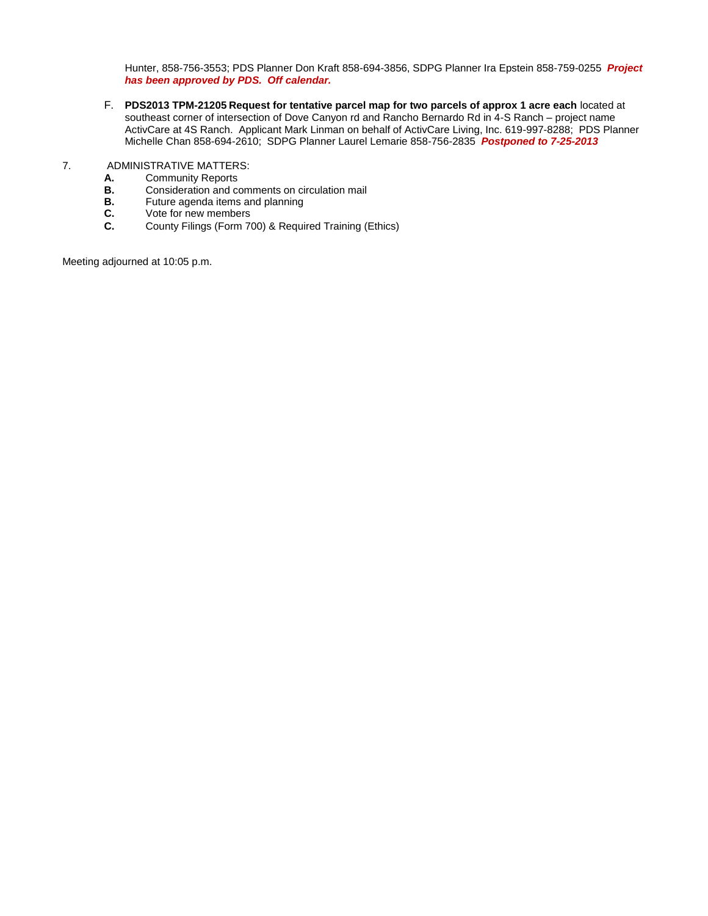Hunter, 858-756-3553; PDS Planner Don Kraft 858-694-3856, SDPG Planner Ira Epstein 858-759-0255 ***Project has been approved by PDS. Off calendar.***

F. **PDS2013 TPM-21205 Request for tentative parcel map for two parcels of approx 1 acre each** located at southeast corner of intersection of Dove Canyon rd and Rancho Bernardo Rd in 4-S Ranch – project name ActivCare at 4S Ranch. Applicant Mark Linman on behalf of ActivCare Living, Inc. 619-997-8288; PDS Planner Michelle Chan 858-694-2610; SDPG Planner Laurel Lemarie 858-756-2835 ***Postponed to 7-25-2013***

7. ADMINISTRATIVE MATTERS:

**A.** Community Reports
**B.** Consideration and comments on circulation mail
**B.** Future agenda items and planning
**C.** Vote for new members
**C.** County Filings (Form 700) & Required Training (Ethics)

Meeting adjourned at 10:05 p.m.